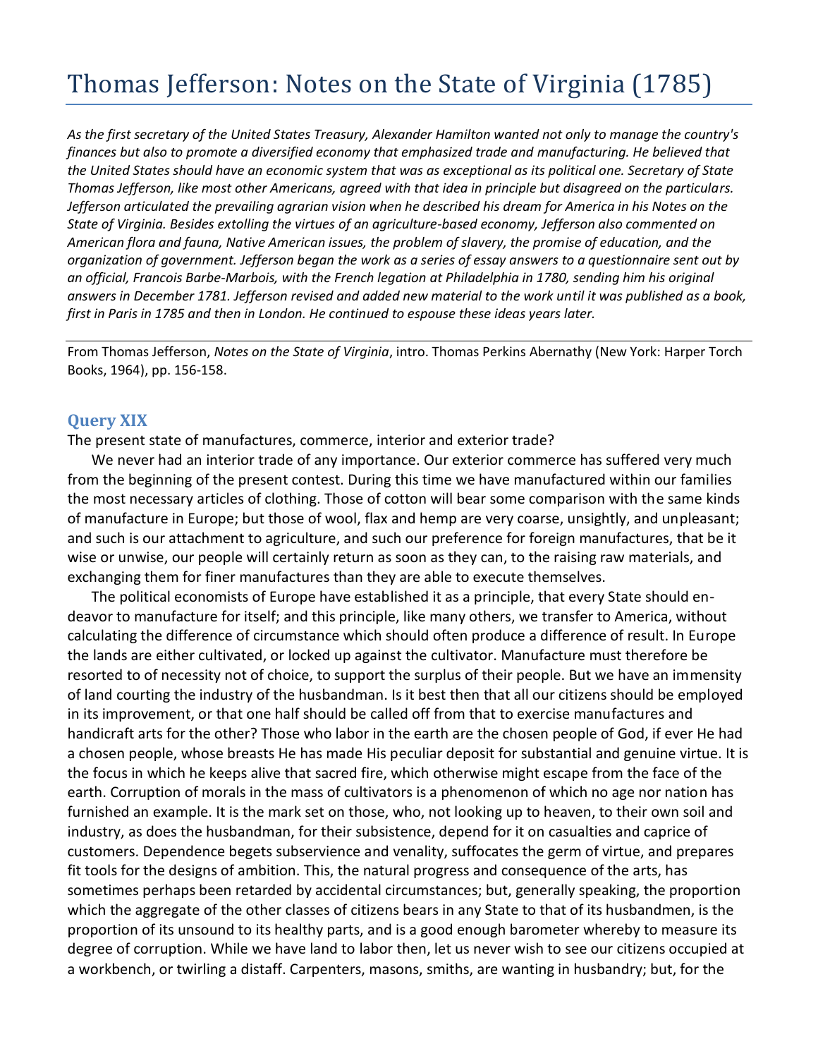# Thomas Jefferson: Notes on the State of Virginia (1785)

*As the first secretary of the United States Treasury, Alexander Hamilton wanted not only to manage the country's finances but also to promote a diversified economy that emphasized trade and manufacturing. He believed that the United States should have an economic system that was as exceptional as its political one. Secretary of State Thomas Jefferson, like most other Americans, agreed with that idea in principle but disagreed on the particulars. Jefferson articulated the prevailing agrarian vision when he described his dream for America in his Notes on the State of Virginia. Besides extolling the virtues of an agriculture-based economy, Jefferson also commented on American flora and fauna, Native American issues, the problem of slavery, the promise of education, and the organization of government. Jefferson began the work as a series of essay answers to a questionnaire sent out by an official, Francois Barbe-Marbois, with the French legation at Philadelphia in 1780, sending him his original answers in December 1781. Jefferson revised and added new material to the work until it was published as a book, first in Paris in 1785 and then in London. He continued to espouse these ideas years later.*

---

From Thomas Jefferson, *Notes on the State of Virginia*, intro. Thomas Perkins Abernathy (New York: Harper Torch Books, 1964), pp. 156-158.

### Query XIX

The present state of manufactures, commerce, interior and exterior trade?

We never had an interior trade of any importance. Our exterior commerce has suffered very much from the beginning of the present contest. During this time we have manufactured within our families the most necessary articles of clothing. Those of cotton will bear some comparison with the same kinds of manufacture in Europe; but those of wool, flax and hemp are very coarse, unsightly, and unpleasant; and such is our attachment to agriculture, and such our preference for foreign manufactures, that be it wise or unwise, our people will certainly return as soon as they can, to the raising raw materials, and exchanging them for finer manufactures than they are able to execute themselves.

The political economists of Europe have established it as a principle, that every State should endeavor to manufacture for itself; and this principle, like many others, we transfer to America, without calculating the difference of circumstance which should often produce a difference of result. In Europe the lands are either cultivated, or locked up against the cultivator. Manufacture must therefore be resorted to of necessity not of choice, to support the surplus of their people. But we have an immensity of land courting the industry of the husbandman. Is it best then that all our citizens should be employed in its improvement, or that one half should be called off from that to exercise manufactures and handicraft arts for the other? Those who labor in the earth are the chosen people of God, if ever He had a chosen people, whose breasts He has made His peculiar deposit for substantial and genuine virtue. It is the focus in which he keeps alive that sacred fire, which otherwise might escape from the face of the earth. Corruption of morals in the mass of cultivators is a phenomenon of which no age nor nation has furnished an example. It is the mark set on those, who, not looking up to heaven, to their own soil and industry, as does the husbandman, for their subsistence, depend for it on casualties and caprice of customers. Dependence begets subservience and venality, suffocates the germ of virtue, and prepares fit tools for the designs of ambition. This, the natural progress and consequence of the arts, has sometimes perhaps been retarded by accidental circumstances; but, generally speaking, the proportion which the aggregate of the other classes of citizens bears in any State to that of its husbandmen, is the proportion of its unsound to its healthy parts, and is a good enough barometer whereby to measure its degree of corruption. While we have land to labor then, let us never wish to see our citizens occupied at a workbench, or twirling a distaff. Carpenters, masons, smiths, are wanting in husbandry; but, for the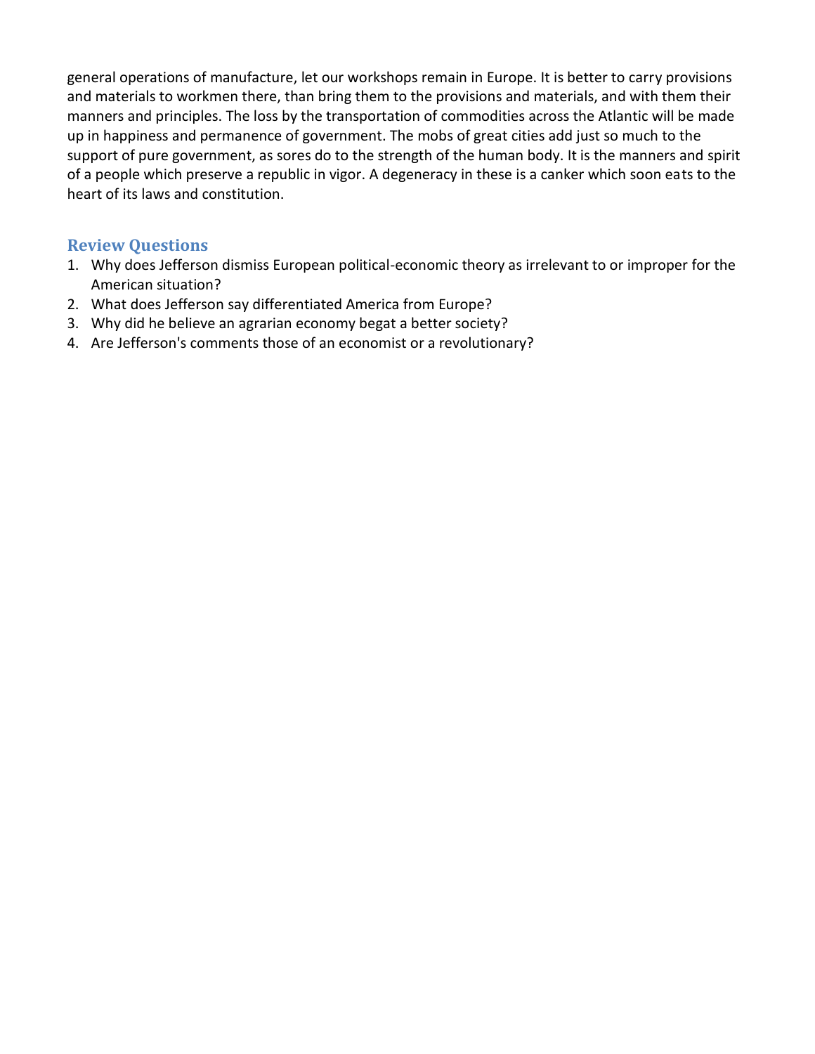general operations of manufacture, let our workshops remain in Europe. It is better to carry provisions and materials to workmen there, than bring them to the provisions and materials, and with them their manners and principles. The loss by the transportation of commodities across the Atlantic will be made up in happiness and permanence of government. The mobs of great cities add just so much to the support of pure government, as sores do to the strength of the human body. It is the manners and spirit of a people which preserve a republic in vigor. A degeneracy in these is a canker which soon eats to the heart of its laws and constitution.

## Review Questions

1. Why does Jefferson dismiss European political-economic theory as irrelevant to or improper for the American situation?
2. What does Jefferson say differentiated America from Europe?
3. Why did he believe an agrarian economy begat a better society?
4. Are Jefferson's comments those of an economist or a revolutionary?